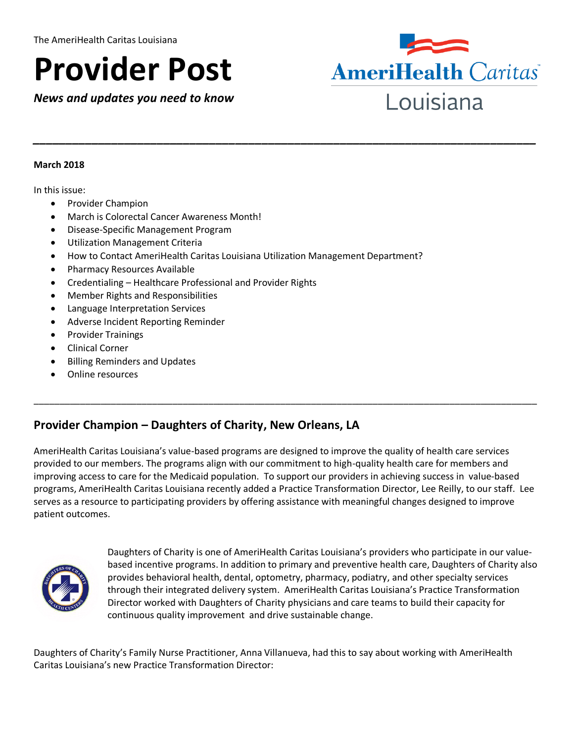The AmeriHealth Caritas Louisiana

# Provider Post

***News and updates you need to know***

AmeriHealth Caritas Louisiana

---

**March 2018**

In this issue:

- Provider Champion
- March is Colorectal Cancer Awareness Month!
- Disease-Specific Management Program
- Utilization Management Criteria
- How to Contact AmeriHealth Caritas Louisiana Utilization Management Department?
- Pharmacy Resources Available
- Credentialing – Healthcare Professional and Provider Rights
- Member Rights and Responsibilities
- Language Interpretation Services
- Adverse Incident Reporting Reminder
- Provider Trainings
- Clinical Corner
- Billing Reminders and Updates
- Online resources

---

## Provider Champion – Daughters of Charity, New Orleans, LA

AmeriHealth Caritas Louisiana's value-based programs are designed to improve the quality of health care services provided to our members. The programs align with our commitment to high-quality health care for members and improving access to care for the Medicaid population. To support our providers in achieving success in value-based programs, AmeriHealth Caritas Louisiana recently added a Practice Transformation Director, Lee Reilly, to our staff. Lee serves as a resource to participating providers by offering assistance with meaningful changes designed to improve patient outcomes.

Daughters of Charity is one of AmeriHealth Caritas Louisiana's providers who participate in our value-based incentive programs. In addition to primary and preventive health care, Daughters of Charity also provides behavioral health, dental, optometry, pharmacy, podiatry, and other specialty services through their integrated delivery system. AmeriHealth Caritas Louisiana's Practice Transformation Director worked with Daughters of Charity physicians and care teams to build their capacity for continuous quality improvement and drive sustainable change.

Daughters of Charity's Family Nurse Practitioner, Anna Villanueva, had this to say about working with AmeriHealth Caritas Louisiana's new Practice Transformation Director: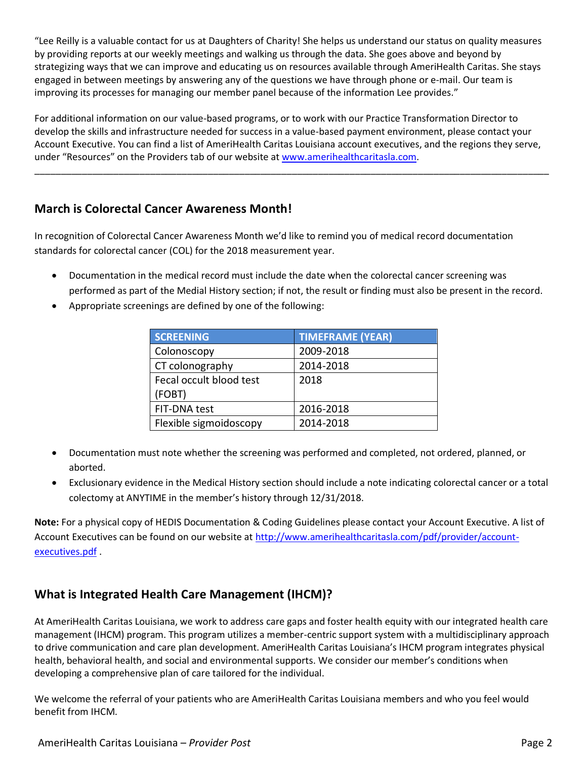"Lee Reilly is a valuable contact for us at Daughters of Charity! She helps us understand our status on quality measures by providing reports at our weekly meetings and walking us through the data. She goes above and beyond by strategizing ways that we can improve and educating us on resources available through AmeriHealth Caritas. She stays engaged in between meetings by answering any of the questions we have through phone or e-mail. Our team is improving its processes for managing our member panel because of the information Lee provides."

For additional information on our value-based programs, or to work with our Practice Transformation Director to develop the skills and infrastructure needed for success in a value-based payment environment, please contact your Account Executive. You can find a list of AmeriHealth Caritas Louisiana account executives, and the regions they serve, under "Resources" on the Providers tab of our website at www.amerihealthcaritasla.com.

---

## March is Colorectal Cancer Awareness Month!

In recognition of Colorectal Cancer Awareness Month we'd like to remind you of medical record documentation standards for colorectal cancer (COL) for the 2018 measurement year.

- Documentation in the medical record must include the date when the colorectal cancer screening was performed as part of the Medial History section; if not, the result or finding must also be present in the record.
- Appropriate screenings are defined by one of the following:

| SCREENING | TIMEFRAME (YEAR) |
|---|---|
| Colonoscopy | 2009-2018 |
| CT colonography | 2014-2018 |
| Fecal occult blood test (FOBT) | 2018 |
| FIT-DNA test | 2016-2018 |
| Flexible sigmoidoscopy | 2014-2018 |

- Documentation must note whether the screening was performed and completed, not ordered, planned, or aborted.
- Exclusionary evidence in the Medical History section should include a note indicating colorectal cancer or a total colectomy at ANYTIME in the member's history through 12/31/2018.

**Note:** For a physical copy of HEDIS Documentation & Coding Guidelines please contact your Account Executive. A list of Account Executives can be found on our website at http://www.amerihealthcaritasla.com/pdf/provider/account-executives.pdf .

## What is Integrated Health Care Management (IHCM)?

At AmeriHealth Caritas Louisiana, we work to address care gaps and foster health equity with our integrated health care management (IHCM) program. This program utilizes a member-centric support system with a multidisciplinary approach to drive communication and care plan development. AmeriHealth Caritas Louisiana's IHCM program integrates physical health, behavioral health, and social and environmental supports. We consider our member's conditions when developing a comprehensive plan of care tailored for the individual.

We welcome the referral of your patients who are AmeriHealth Caritas Louisiana members and who you feel would benefit from IHCM.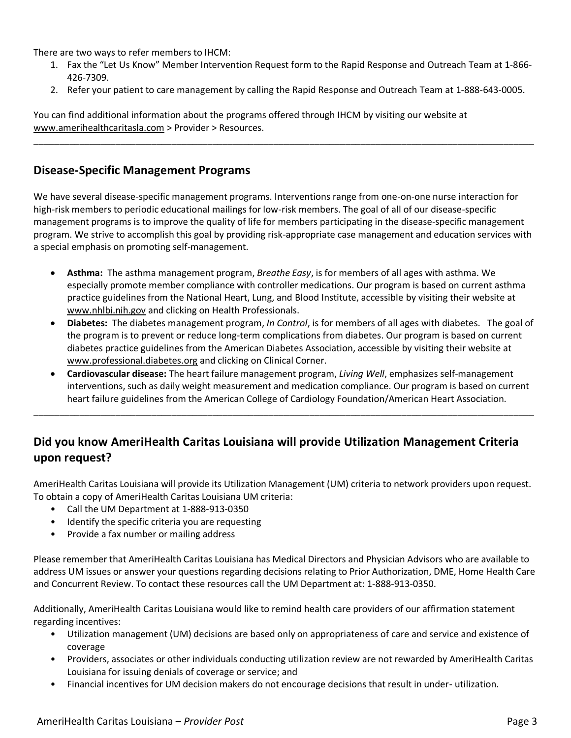There are two ways to refer members to IHCM:

1. Fax the "Let Us Know" Member Intervention Request form to the Rapid Response and Outreach Team at 1-866-426-7309.
2. Refer your patient to care management by calling the Rapid Response and Outreach Team at 1-888-643-0005.

You can find additional information about the programs offered through IHCM by visiting our website at www.amerihealthcaritasla.com > Provider > Resources.

---

## Disease-Specific Management Programs

We have several disease-specific management programs. Interventions range from one-on-one nurse interaction for high-risk members to periodic educational mailings for low-risk members. The goal of all of our disease-specific management programs is to improve the quality of life for members participating in the disease-specific management program. We strive to accomplish this goal by providing risk-appropriate case management and education services with a special emphasis on promoting self-management.

- **Asthma:** The asthma management program, *Breathe Easy*, is for members of all ages with asthma. We especially promote member compliance with controller medications. Our program is based on current asthma practice guidelines from the National Heart, Lung, and Blood Institute, accessible by visiting their website at www.nhlbi.nih.gov and clicking on Health Professionals.
- **Diabetes:** The diabetes management program, *In Control*, is for members of all ages with diabetes. The goal of the program is to prevent or reduce long-term complications from diabetes. Our program is based on current diabetes practice guidelines from the American Diabetes Association, accessible by visiting their website at www.professional.diabetes.org and clicking on Clinical Corner.
- **Cardiovascular disease:** The heart failure management program, *Living Well*, emphasizes self-management interventions, such as daily weight measurement and medication compliance. Our program is based on current heart failure guidelines from the American College of Cardiology Foundation/American Heart Association.

---

## Did you know AmeriHealth Caritas Louisiana will provide Utilization Management Criteria upon request?

AmeriHealth Caritas Louisiana will provide its Utilization Management (UM) criteria to network providers upon request. To obtain a copy of AmeriHealth Caritas Louisiana UM criteria:

- Call the UM Department at 1-888-913-0350
- Identify the specific criteria you are requesting
- Provide a fax number or mailing address

Please remember that AmeriHealth Caritas Louisiana has Medical Directors and Physician Advisors who are available to address UM issues or answer your questions regarding decisions relating to Prior Authorization, DME, Home Health Care and Concurrent Review. To contact these resources call the UM Department at: 1-888-913-0350.

Additionally, AmeriHealth Caritas Louisiana would like to remind health care providers of our affirmation statement regarding incentives:

- Utilization management (UM) decisions are based only on appropriateness of care and service and existence of coverage
- Providers, associates or other individuals conducting utilization review are not rewarded by AmeriHealth Caritas Louisiana for issuing denials of coverage or service; and
- Financial incentives for UM decision makers do not encourage decisions that result in under- utilization.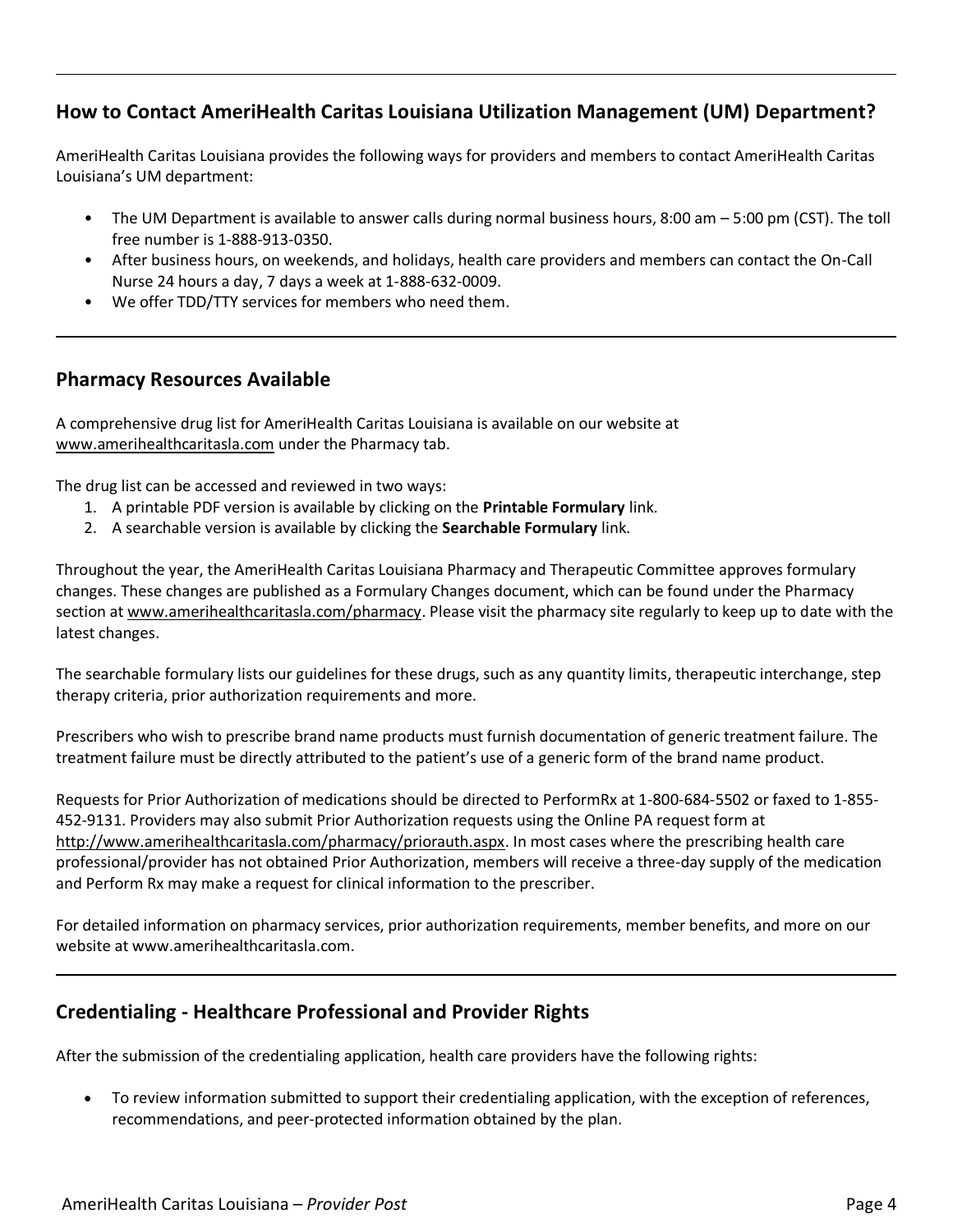## How to Contact AmeriHealth Caritas Louisiana Utilization Management (UM) Department?

AmeriHealth Caritas Louisiana provides the following ways for providers and members to contact AmeriHealth Caritas Louisiana's UM department:

- The UM Department is available to answer calls during normal business hours, 8:00 am – 5:00 pm (CST). The toll free number is 1-888-913-0350.
- After business hours, on weekends, and holidays, health care providers and members can contact the On-Call Nurse 24 hours a day, 7 days a week at 1-888-632-0009.
- We offer TDD/TTY services for members who need them.

## Pharmacy Resources Available

A comprehensive drug list for AmeriHealth Caritas Louisiana is available on our website at www.amerihealthcaritasla.com under the Pharmacy tab.

The drug list can be accessed and reviewed in two ways:

1. A printable PDF version is available by clicking on the **Printable Formulary** link.
2. A searchable version is available by clicking the **Searchable Formulary** link.

Throughout the year, the AmeriHealth Caritas Louisiana Pharmacy and Therapeutic Committee approves formulary changes. These changes are published as a Formulary Changes document, which can be found under the Pharmacy section at www.amerihealthcaritasla.com/pharmacy. Please visit the pharmacy site regularly to keep up to date with the latest changes.

The searchable formulary lists our guidelines for these drugs, such as any quantity limits, therapeutic interchange, step therapy criteria, prior authorization requirements and more.

Prescribers who wish to prescribe brand name products must furnish documentation of generic treatment failure. The treatment failure must be directly attributed to the patient's use of a generic form of the brand name product.

Requests for Prior Authorization of medications should be directed to PerformRx at 1-800-684-5502 or faxed to 1-855-452-9131. Providers may also submit Prior Authorization requests using the Online PA request form at http://www.amerihealthcaritasla.com/pharmacy/priorauth.aspx. In most cases where the prescribing health care professional/provider has not obtained Prior Authorization, members will receive a three-day supply of the medication and Perform Rx may make a request for clinical information to the prescriber.

For detailed information on pharmacy services, prior authorization requirements, member benefits, and more on our website at www.amerihealthcaritasla.com.

## Credentialing - Healthcare Professional and Provider Rights

After the submission of the credentialing application, health care providers have the following rights:

- To review information submitted to support their credentialing application, with the exception of references, recommendations, and peer-protected information obtained by the plan.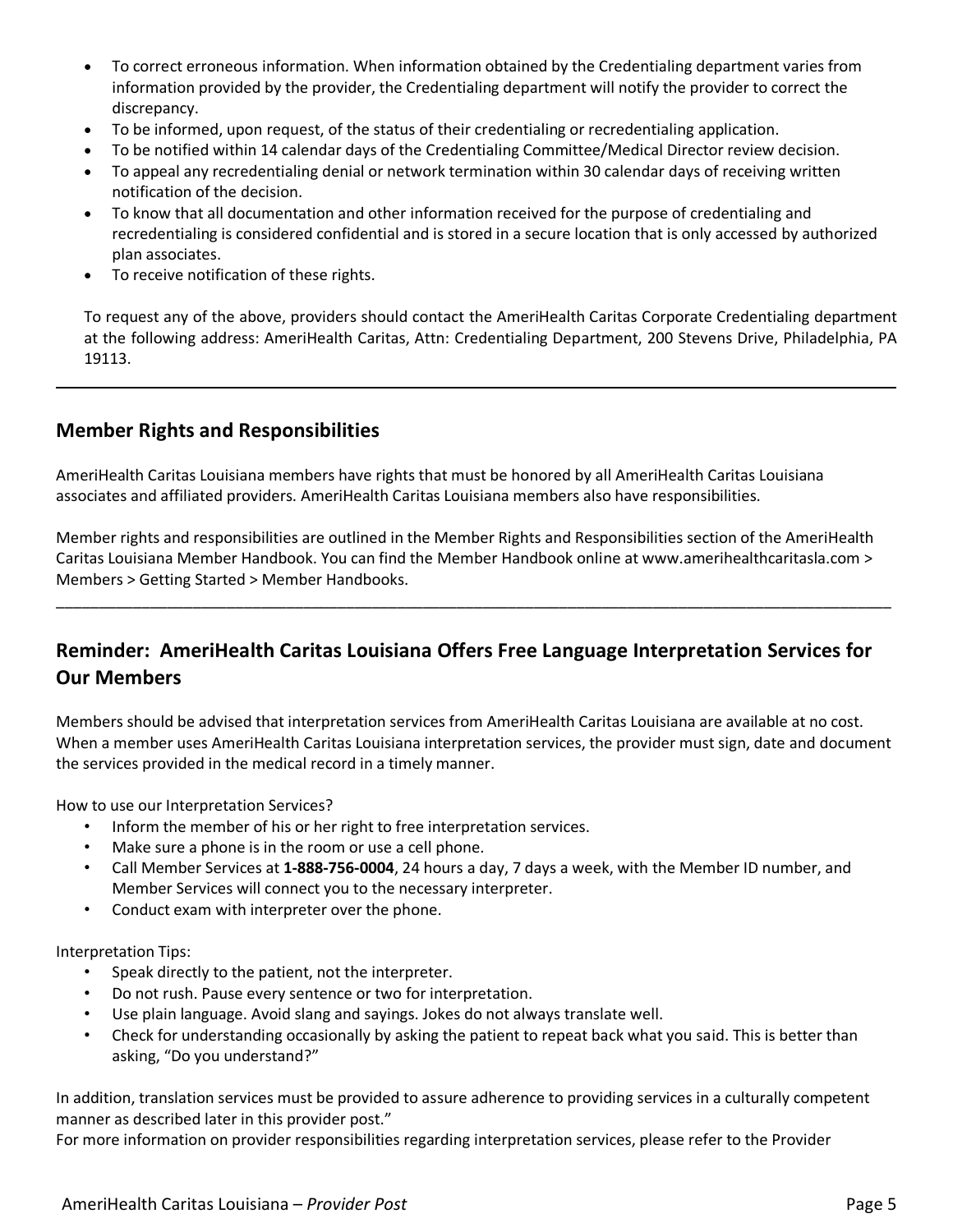- To correct erroneous information. When information obtained by the Credentialing department varies from information provided by the provider, the Credentialing department will notify the provider to correct the discrepancy.
- To be informed, upon request, of the status of their credentialing or recredentialing application.
- To be notified within 14 calendar days of the Credentialing Committee/Medical Director review decision.
- To appeal any recredentialing denial or network termination within 30 calendar days of receiving written notification of the decision.
- To know that all documentation and other information received for the purpose of credentialing and recredentialing is considered confidential and is stored in a secure location that is only accessed by authorized plan associates.
- To receive notification of these rights.

To request any of the above, providers should contact the AmeriHealth Caritas Corporate Credentialing department at the following address: AmeriHealth Caritas, Attn: Credentialing Department, 200 Stevens Drive, Philadelphia, PA 19113.

---

## Member Rights and Responsibilities

AmeriHealth Caritas Louisiana members have rights that must be honored by all AmeriHealth Caritas Louisiana associates and affiliated providers. AmeriHealth Caritas Louisiana members also have responsibilities.

Member rights and responsibilities are outlined in the Member Rights and Responsibilities section of the AmeriHealth Caritas Louisiana Member Handbook. You can find the Member Handbook online at www.amerihealthcaritasla.com > Members > Getting Started > Member Handbooks.

---

## Reminder: AmeriHealth Caritas Louisiana Offers Free Language Interpretation Services for Our Members

Members should be advised that interpretation services from AmeriHealth Caritas Louisiana are available at no cost. When a member uses AmeriHealth Caritas Louisiana interpretation services, the provider must sign, date and document the services provided in the medical record in a timely manner.

How to use our Interpretation Services?

- Inform the member of his or her right to free interpretation services.
- Make sure a phone is in the room or use a cell phone.
- Call Member Services at **1-888-756-0004**, 24 hours a day, 7 days a week, with the Member ID number, and Member Services will connect you to the necessary interpreter.
- Conduct exam with interpreter over the phone.

Interpretation Tips:

- Speak directly to the patient, not the interpreter.
- Do not rush. Pause every sentence or two for interpretation.
- Use plain language. Avoid slang and sayings. Jokes do not always translate well.
- Check for understanding occasionally by asking the patient to repeat back what you said. This is better than asking, "Do you understand?"

In addition, translation services must be provided to assure adherence to providing services in a culturally competent manner as described later in this provider post."

For more information on provider responsibilities regarding interpretation services, please refer to the Provider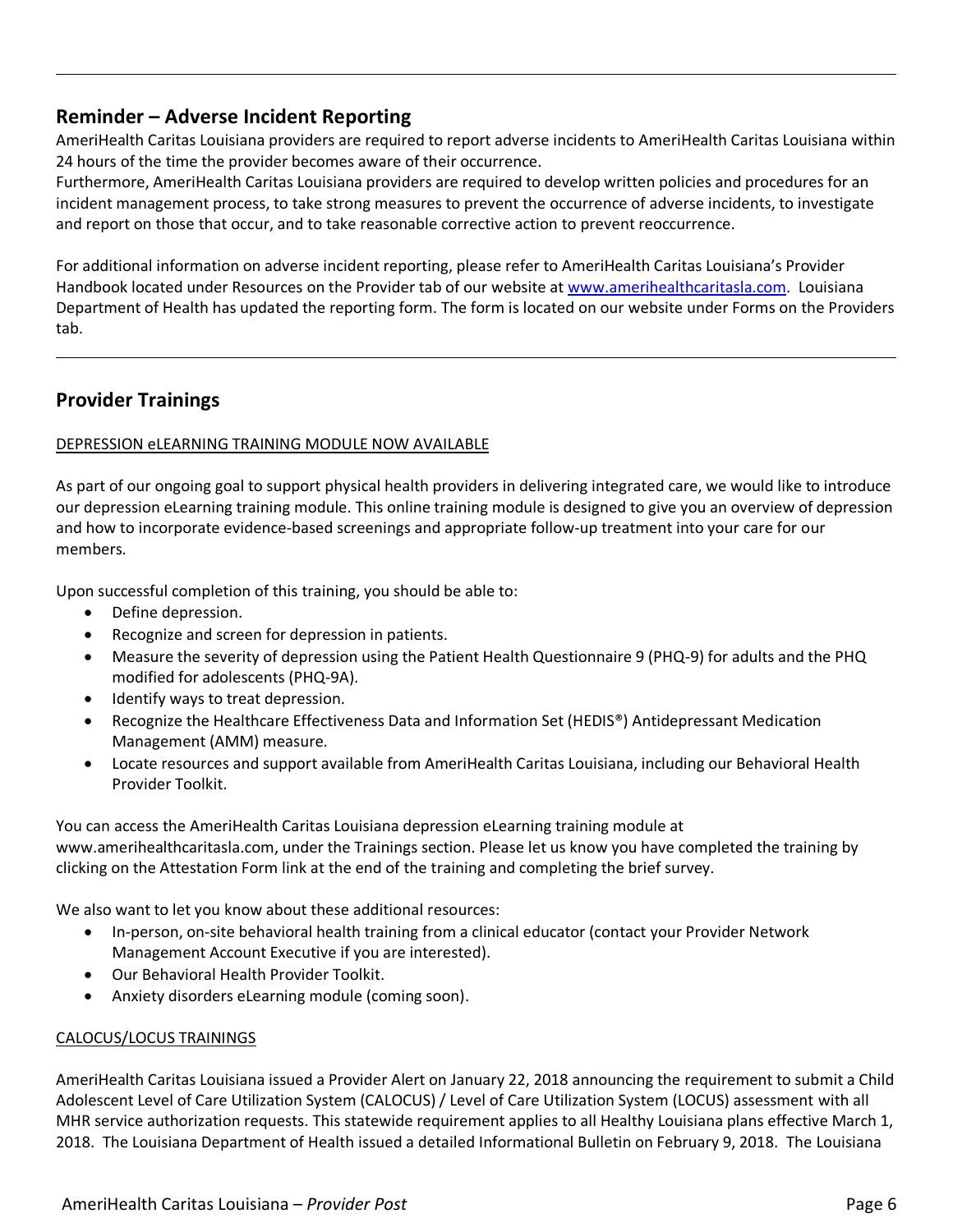## Reminder – Adverse Incident Reporting

AmeriHealth Caritas Louisiana providers are required to report adverse incidents to AmeriHealth Caritas Louisiana within 24 hours of the time the provider becomes aware of their occurrence.

Furthermore, AmeriHealth Caritas Louisiana providers are required to develop written policies and procedures for an incident management process, to take strong measures to prevent the occurrence of adverse incidents, to investigate and report on those that occur, and to take reasonable corrective action to prevent reoccurrence.

For additional information on adverse incident reporting, please refer to AmeriHealth Caritas Louisiana's Provider Handbook located under Resources on the Provider tab of our website at [www.amerihealthcaritasla.com](http://www.amerihealthcaritasla.com). Louisiana Department of Health has updated the reporting form. The form is located on our website under Forms on the Providers tab.

## Provider Trainings

DEPRESSION eLEARNING TRAINING MODULE NOW AVAILABLE

As part of our ongoing goal to support physical health providers in delivering integrated care, we would like to introduce our depression eLearning training module. This online training module is designed to give you an overview of depression and how to incorporate evidence-based screenings and appropriate follow-up treatment into your care for our members.

Upon successful completion of this training, you should be able to:

- Define depression.
- Recognize and screen for depression in patients.
- Measure the severity of depression using the Patient Health Questionnaire 9 (PHQ-9) for adults and the PHQ modified for adolescents (PHQ-9A).
- Identify ways to treat depression.
- Recognize the Healthcare Effectiveness Data and Information Set (HEDIS®) Antidepressant Medication Management (AMM) measure.
- Locate resources and support available from AmeriHealth Caritas Louisiana, including our Behavioral Health Provider Toolkit.

You can access the AmeriHealth Caritas Louisiana depression eLearning training module at www.amerihealthcaritasla.com, under the Trainings section. Please let us know you have completed the training by clicking on the Attestation Form link at the end of the training and completing the brief survey.

We also want to let you know about these additional resources:

- In-person, on-site behavioral health training from a clinical educator (contact your Provider Network Management Account Executive if you are interested).
- Our Behavioral Health Provider Toolkit.
- Anxiety disorders eLearning module (coming soon).

CALOCUS/LOCUS TRAININGS

AmeriHealth Caritas Louisiana issued a Provider Alert on January 22, 2018 announcing the requirement to submit a Child Adolescent Level of Care Utilization System (CALOCUS) / Level of Care Utilization System (LOCUS) assessment with all MHR service authorization requests. This statewide requirement applies to all Healthy Louisiana plans effective March 1, 2018. The Louisiana Department of Health issued a detailed Informational Bulletin on February 9, 2018. The Louisiana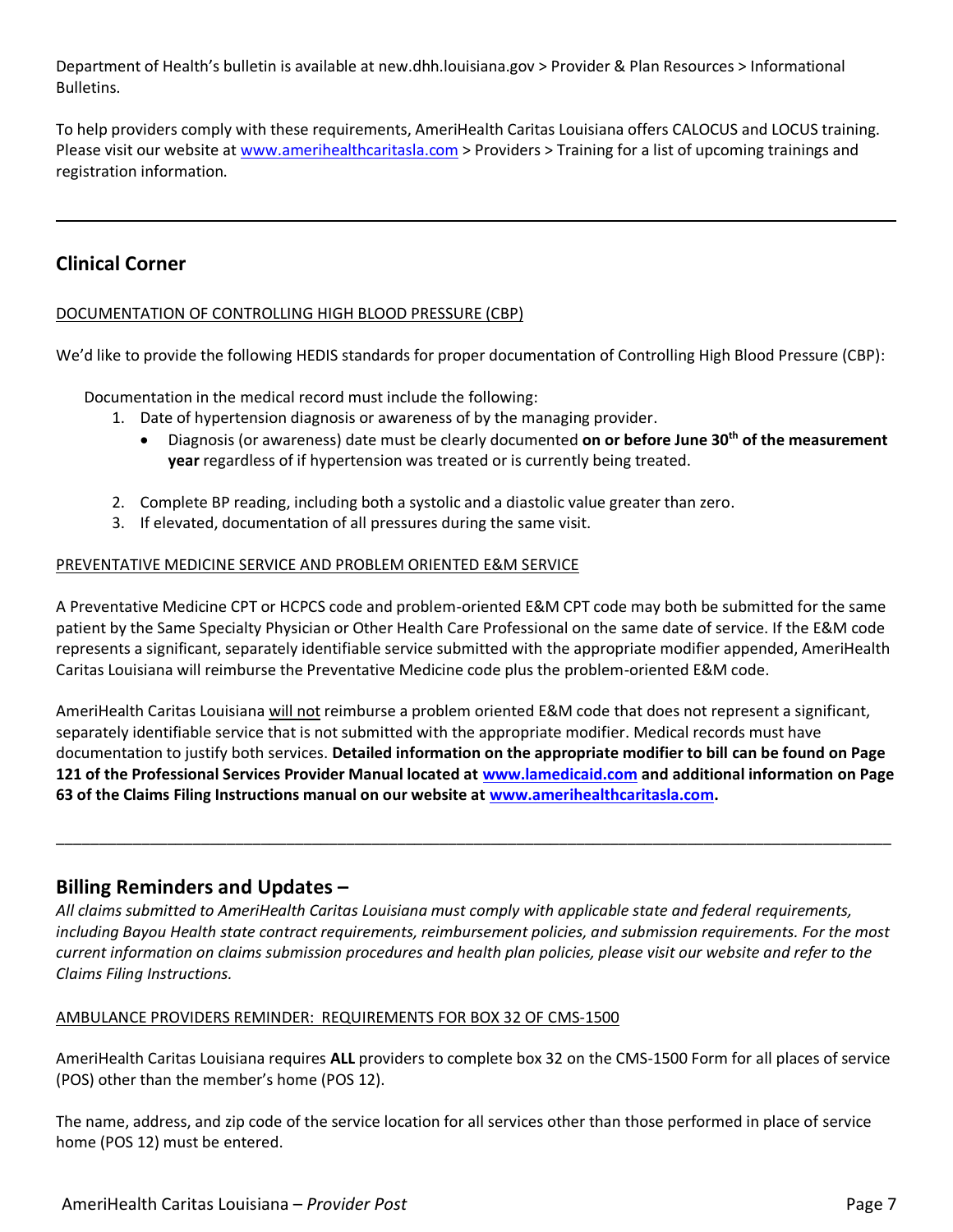Department of Health's bulletin is available at new.dhh.louisiana.gov > Provider & Plan Resources > Informational Bulletins.

To help providers comply with these requirements, AmeriHealth Caritas Louisiana offers CALOCUS and LOCUS training. Please visit our website at [www.amerihealthcaritasla.com](www.amerihealthcaritasla.com) > Providers > Training for a list of upcoming trainings and registration information.

---

## Clinical Corner

<u>DOCUMENTATION OF CONTROLLING HIGH BLOOD PRESSURE (CBP)</u>

We'd like to provide the following HEDIS standards for proper documentation of Controlling High Blood Pressure (CBP):

Documentation in the medical record must include the following:

1. Date of hypertension diagnosis or awareness of by the managing provider.
   - Diagnosis (or awareness) date must be clearly documented **on or before June 30th of the measurement year** regardless of if hypertension was treated or is currently being treated.
2. Complete BP reading, including both a systolic and a diastolic value greater than zero.
3. If elevated, documentation of all pressures during the same visit.

<u>PREVENTATIVE MEDICINE SERVICE AND PROBLEM ORIENTED E&M SERVICE</u>

A Preventative Medicine CPT or HCPCS code and problem-oriented E&M CPT code may both be submitted for the same patient by the Same Specialty Physician or Other Health Care Professional on the same date of service. If the E&M code represents a significant, separately identifiable service submitted with the appropriate modifier appended, AmeriHealth Caritas Louisiana will reimburse the Preventative Medicine code plus the problem-oriented E&M code.

AmeriHealth Caritas Louisiana <u>will not</u> reimburse a problem oriented E&M code that does not represent a significant, separately identifiable service that is not submitted with the appropriate modifier. Medical records must have documentation to justify both services. **Detailed information on the appropriate modifier to bill can be found on Page 121 of the Professional Services Provider Manual located at [www.lamedicaid.com](www.lamedicaid.com) and additional information on Page 63 of the Claims Filing Instructions manual on our website at [www.amerihealthcaritasla.com](www.amerihealthcaritasla.com).**

---

## Billing Reminders and Updates –

*All claims submitted to AmeriHealth Caritas Louisiana must comply with applicable state and federal requirements, including Bayou Health state contract requirements, reimbursement policies, and submission requirements. For the most current information on claims submission procedures and health plan policies, please visit our website and refer to the Claims Filing Instructions.*

<u>AMBULANCE PROVIDERS REMINDER: REQUIREMENTS FOR BOX 32 OF CMS-1500</u>

AmeriHealth Caritas Louisiana requires **ALL** providers to complete box 32 on the CMS-1500 Form for all places of service (POS) other than the member's home (POS 12).

The name, address, and zip code of the service location for all services other than those performed in place of service home (POS 12) must be entered.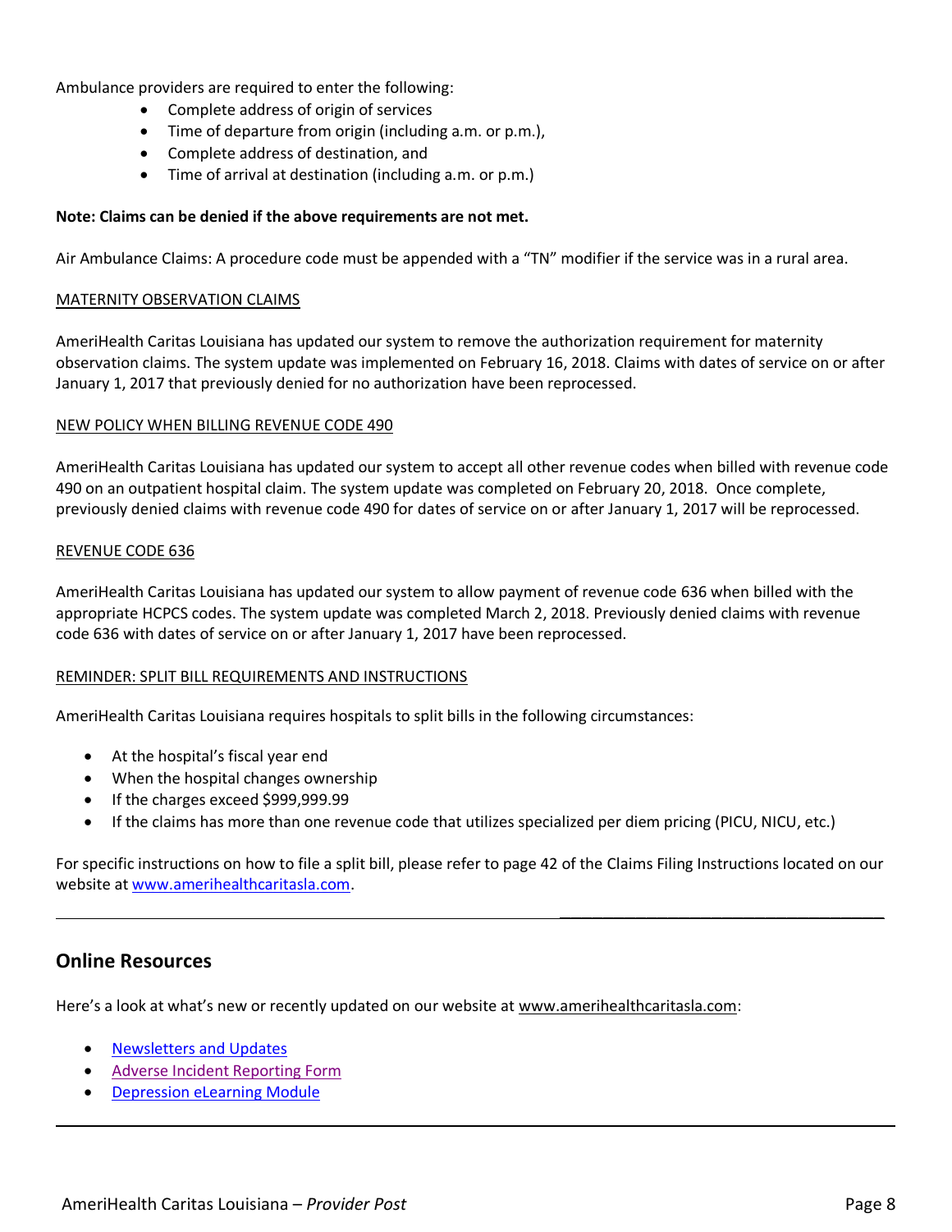Ambulance providers are required to enter the following:

- Complete address of origin of services
- Time of departure from origin (including a.m. or p.m.),
- Complete address of destination, and
- Time of arrival at destination (including a.m. or p.m.)

**Note: Claims can be denied if the above requirements are not met.**

Air Ambulance Claims: A procedure code must be appended with a "TN" modifier if the service was in a rural area.

### MATERNITY OBSERVATION CLAIMS

AmeriHealth Caritas Louisiana has updated our system to remove the authorization requirement for maternity observation claims. The system update was implemented on February 16, 2018. Claims with dates of service on or after January 1, 2017 that previously denied for no authorization have been reprocessed.

### NEW POLICY WHEN BILLING REVENUE CODE 490

AmeriHealth Caritas Louisiana has updated our system to accept all other revenue codes when billed with revenue code 490 on an outpatient hospital claim. The system update was completed on February 20, 2018. Once complete, previously denied claims with revenue code 490 for dates of service on or after January 1, 2017 will be reprocessed.

### REVENUE CODE 636

AmeriHealth Caritas Louisiana has updated our system to allow payment of revenue code 636 when billed with the appropriate HCPCS codes. The system update was completed March 2, 2018. Previously denied claims with revenue code 636 with dates of service on or after January 1, 2017 have been reprocessed.

### REMINDER: SPLIT BILL REQUIREMENTS AND INSTRUCTIONS

AmeriHealth Caritas Louisiana requires hospitals to split bills in the following circumstances:

- At the hospital's fiscal year end
- When the hospital changes ownership
- If the charges exceed $999,999.99
- If the claims has more than one revenue code that utilizes specialized per diem pricing (PICU, NICU, etc.)

For specific instructions on how to file a split bill, please refer to page 42 of the Claims Filing Instructions located on our website at www.amerihealthcaritasla.com.

---

## Online Resources

Here's a look at what's new or recently updated on our website at www.amerihealthcaritasla.com:

- Newsletters and Updates
- Adverse Incident Reporting Form
- Depression eLearning Module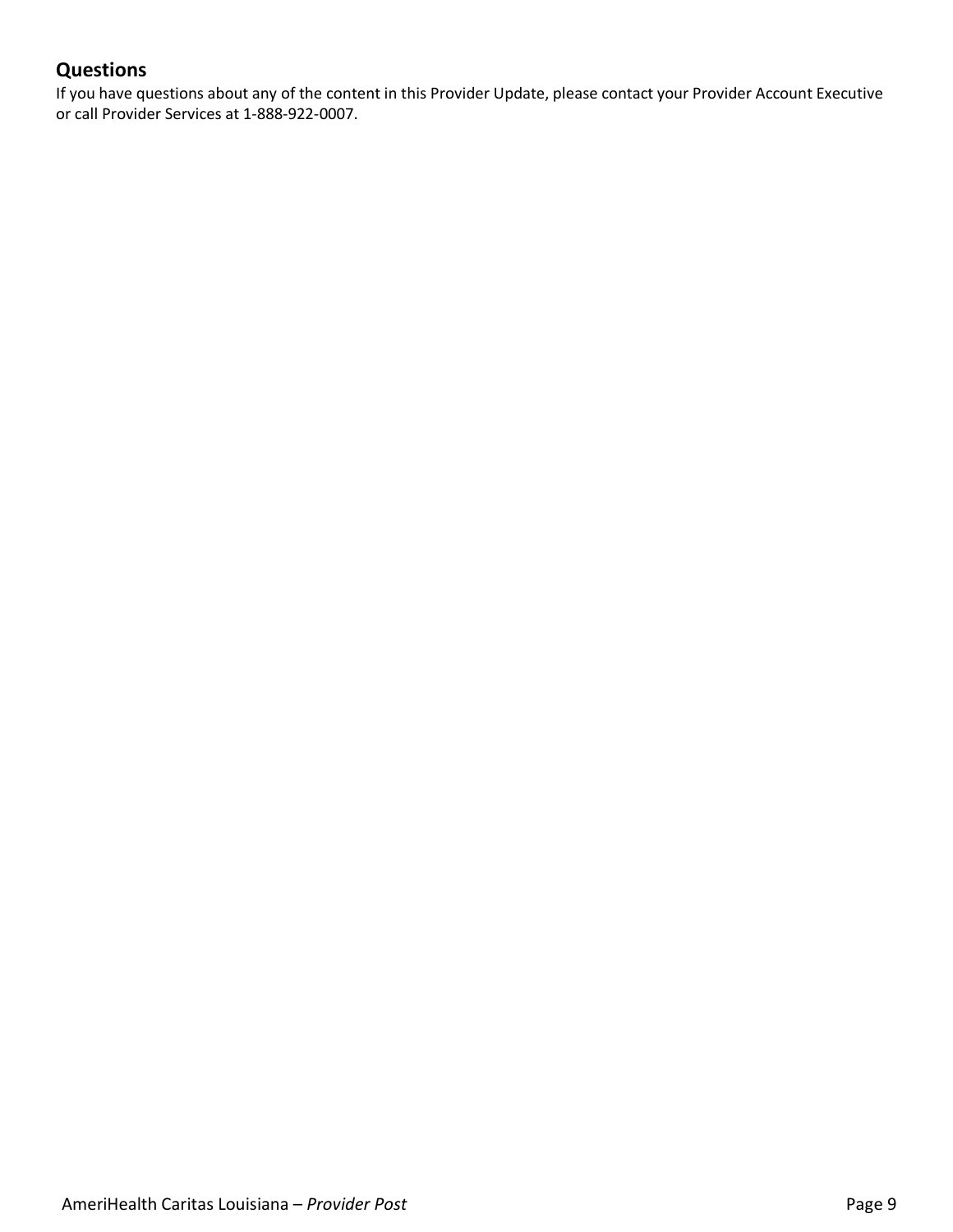## Questions

If you have questions about any of the content in this Provider Update, please contact your Provider Account Executive or call Provider Services at 1-888-922-0007.